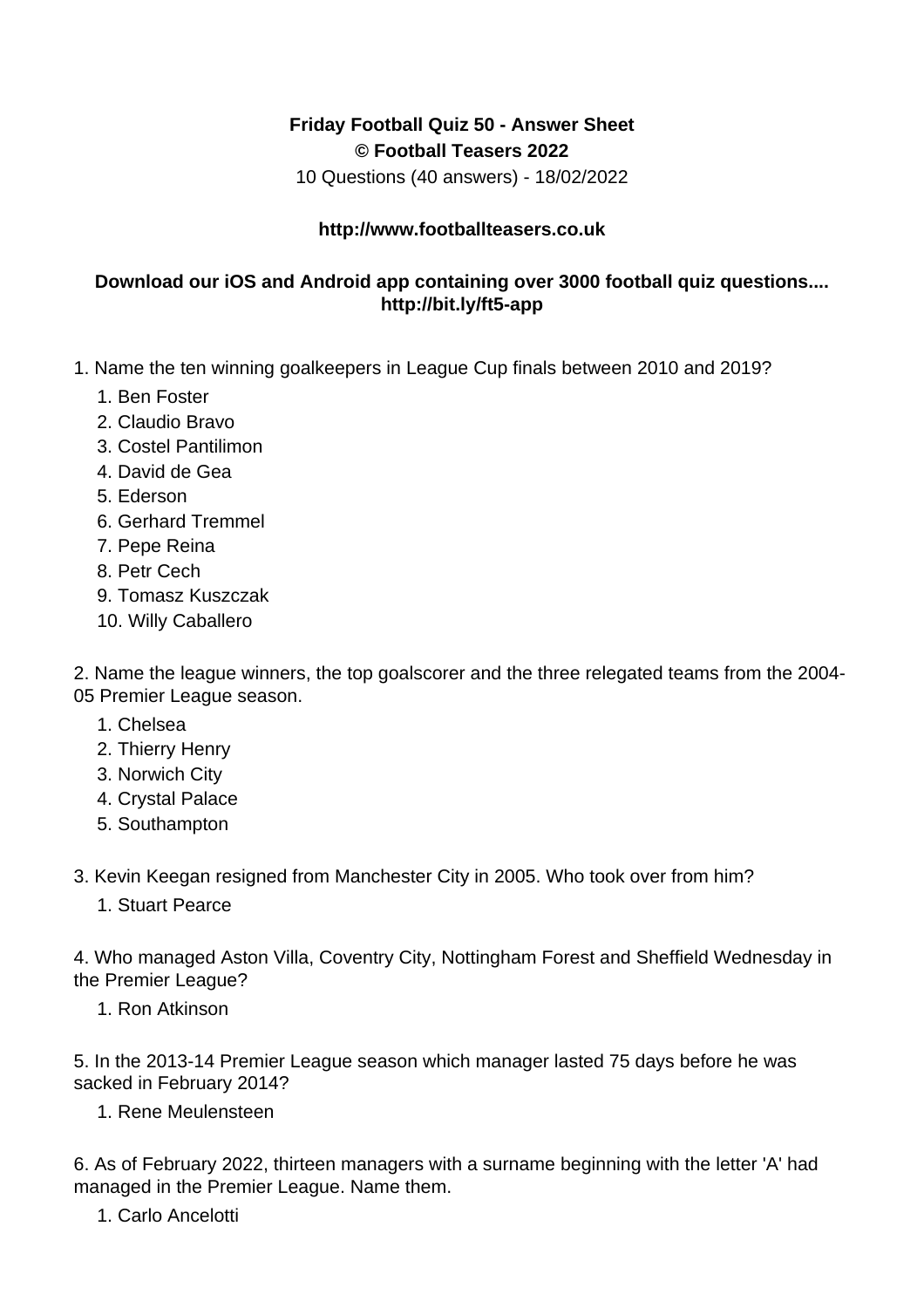**Friday Football Quiz 50 - Answer Sheet**
**© Football Teasers 2022**
10 Questions (40 answers) - 18/02/2022

**http://www.footballteasers.co.uk**

**Download our iOS and Android app containing over 3000 football quiz questions....**
**http://bit.ly/ft5-app**

1. Name the ten winning goalkeepers in League Cup finals between 2010 and 2019?
    1. Ben Foster
    2. Claudio Bravo
    3. Costel Pantilimon
    4. David de Gea
    5. Ederson
    6. Gerhard Tremmel
    7. Pepe Reina
    8. Petr Cech
    9. Tomasz Kuszczak
    10. Willy Caballero

2. Name the league winners, the top goalscorer and the three relegated teams from the 2004-05 Premier League season.
    1. Chelsea
    2. Thierry Henry
    3. Norwich City
    4. Crystal Palace
    5. Southampton

3. Kevin Keegan resigned from Manchester City in 2005. Who took over from him?
    1. Stuart Pearce

4. Who managed Aston Villa, Coventry City, Nottingham Forest and Sheffield Wednesday in the Premier League?
    1. Ron Atkinson

5. In the 2013-14 Premier League season which manager lasted 75 days before he was sacked in February 2014?
    1. Rene Meulensteen

6. As of February 2022, thirteen managers with a surname beginning with the letter 'A' had managed in the Premier League. Name them.
    1. Carlo Ancelotti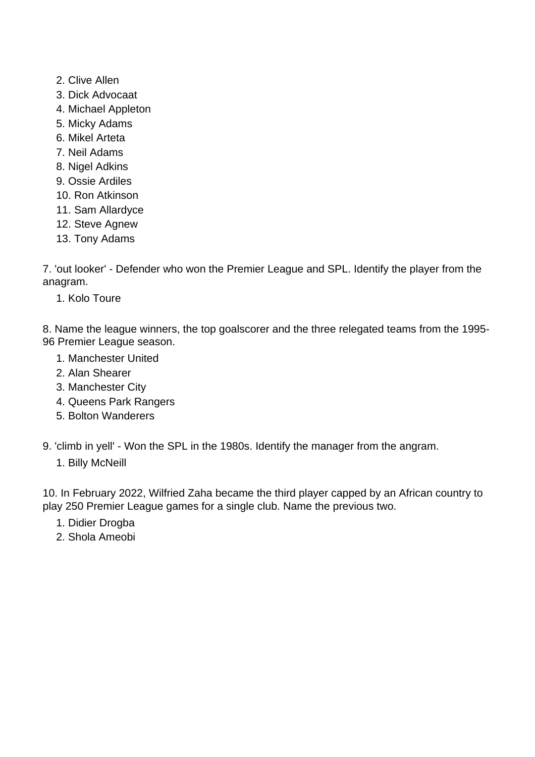2. Clive Allen
3. Dick Advocaat
4. Michael Appleton
5. Micky Adams
6. Mikel Arteta
7. Neil Adams
8. Nigel Adkins
9. Ossie Ardiles
10. Ron Atkinson
11. Sam Allardyce
12. Steve Agnew
13. Tony Adams

7. 'out looker' - Defender who won the Premier League and SPL. Identify the player from the anagram.

1. Kolo Toure

8. Name the league winners, the top goalscorer and the three relegated teams from the 1995-96 Premier League season.

1. Manchester United
2. Alan Shearer
3. Manchester City
4. Queens Park Rangers
5. Bolton Wanderers

9. 'climb in yell' - Won the SPL in the 1980s. Identify the manager from the angram.

1. Billy McNeill

10. In February 2022, Wilfried Zaha became the third player capped by an African country to play 250 Premier League games for a single club. Name the previous two.

1. Didier Drogba
2. Shola Ameobi